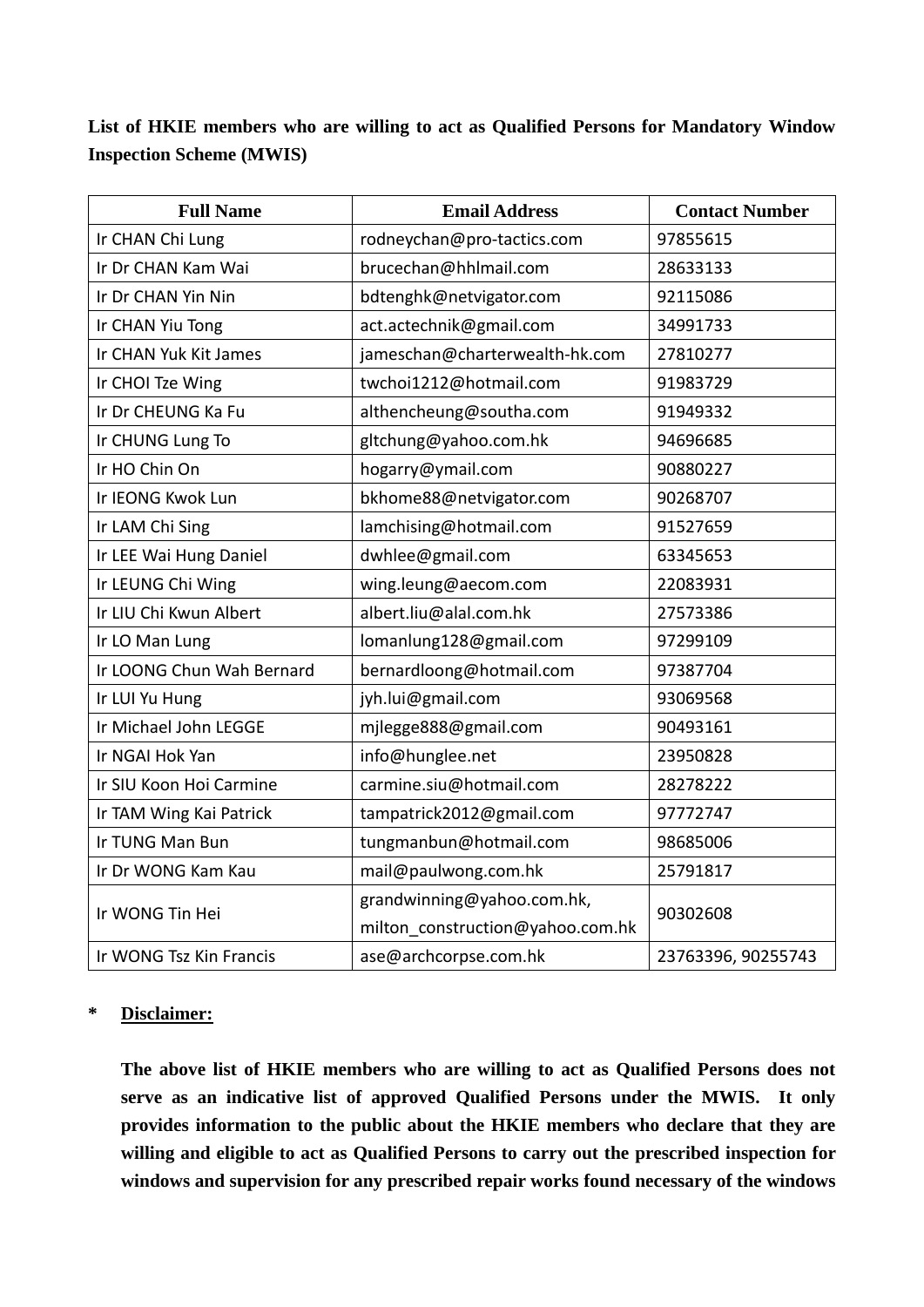**List of HKIE members who are willing to act as Qualified Persons for Mandatory Window Inspection Scheme (MWIS)**

| Full Name | Email Address | Contact Number |
|---|---|---|
| Ir CHAN Chi Lung | rodneychan@pro-tactics.com | 97855615 |
| Ir Dr CHAN Kam Wai | brucechan@hhlmail.com | 28633133 |
| Ir Dr CHAN Yin Nin | bdtenghk@netvigator.com | 92115086 |
| Ir CHAN Yiu Tong | act.actechnik@gmail.com | 34991733 |
| Ir CHAN Yuk Kit James | jameschan@charterwealth-hk.com | 27810277 |
| Ir CHOI Tze Wing | twchoi1212@hotmail.com | 91983729 |
| Ir Dr CHEUNG Ka Fu | älthencheung@southa.com | 91949332 |
| Ir CHUNG Lung To | gltchung@yahoo.com.hk | 94696685 |
| Ir HO Chin On | hogarry@ymail.com | 90880227 |
| Ir IEONG Kwok Lun | bkhome88@netvigator.com | 90268707 |
| Ir LAM Chi Sing | lamchising@hotmail.com | 91527659 |
| Ir LEE Wai Hung Daniel | dwhlee@gmail.com | 63345653 |
| Ir LEUNG Chi Wing | wing.leung@aecom.com | 22083931 |
| Ir LIU Chi Kwun Albert | albert.liu@alal.com.hk | 27573386 |
| Ir LO Man Lung | lomanlung128@gmail.com | 97299109 |
| Ir LOONG Chun Wah Bernard | bernardloong@hotmail.com | 97387704 |
| Ir LUI Yu Hung | jyh.lui@gmail.com | 93069568 |
| Ir Michael John LEGGE | mjlegge888@gmail.com | 90493161 |
| Ir NGAI Hok Yan | info@hunglee.net | 23950828 |
| Ir SIU Koon Hoi Carmine | carmine.siu@hotmail.com | 28278222 |
| Ir TAM Wing Kai Patrick | tampatrick2012@gmail.com | 97772747 |
| Ir TUNG Man Bun | tungmanbun@hotmail.com | 98685006 |
| Ir Dr WONG Kam Kau | mail@paulwong.com.hk | 25791817 |
| Ir WONG Tin Hei | grandwinning@yahoo.com.hk, milton_construction@yahoo.com.hk | 90302608 |
| Ir WONG Tsz Kin Francis | ase@archcorpse.com.hk | 23763396, 90255743 |

**\* Disclaimer:**

**The above list of HKIE members who are willing to act as Qualified Persons does not serve as an indicative list of approved Qualified Persons under the MWIS. It only provides information to the public about the HKIE members who declare that they are willing and eligible to act as Qualified Persons to carry out the prescribed inspection for windows and supervision for any prescribed repair works found necessary of the windows**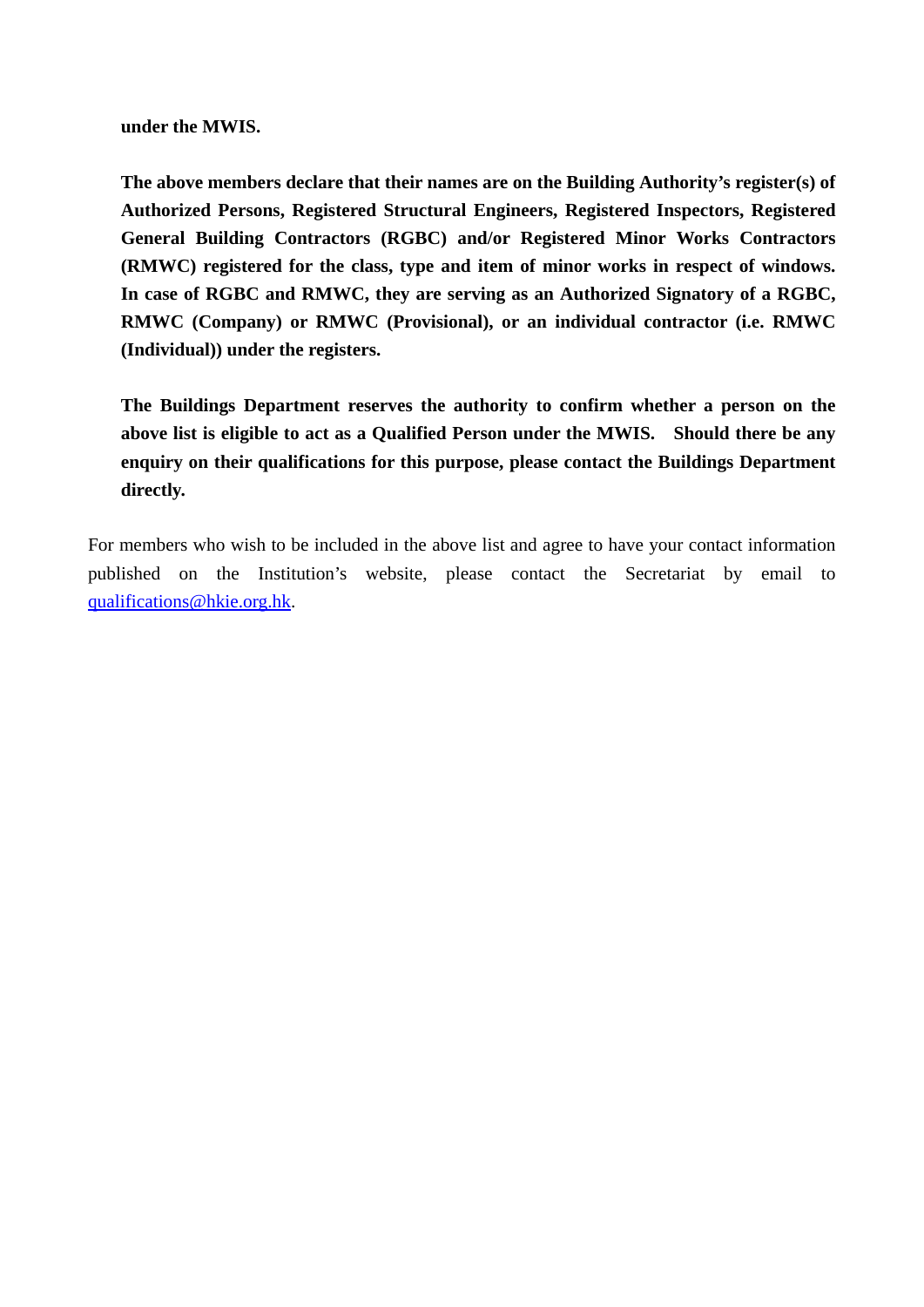**under the MWIS.**

**The above members declare that their names are on the Building Authority's register(s) of Authorized Persons, Registered Structural Engineers, Registered Inspectors, Registered General Building Contractors (RGBC) and/or Registered Minor Works Contractors (RMWC) registered for the class, type and item of minor works in respect of windows. In case of RGBC and RMWC, they are serving as an Authorized Signatory of a RGBC, RMWC (Company) or RMWC (Provisional), or an individual contractor (i.e. RMWC (Individual)) under the registers.**

**The Buildings Department reserves the authority to confirm whether a person on the above list is eligible to act as a Qualified Person under the MWIS. Should there be any enquiry on their qualifications for this purpose, please contact the Buildings Department directly.**

For members who wish to be included in the above list and agree to have your contact information published on the Institution's website, please contact the Secretariat by email to qualifications@hkie.org.hk.